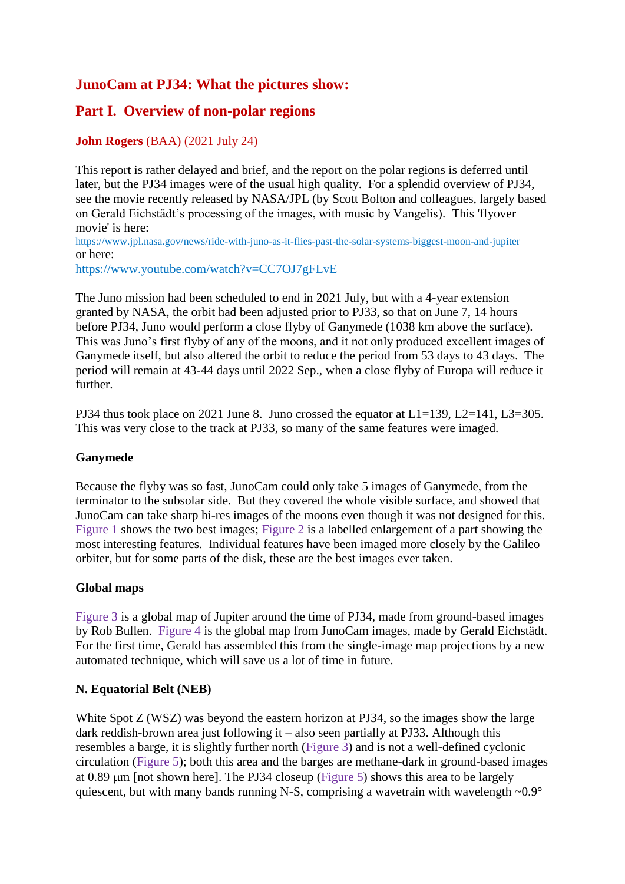# JunoCam at PJ34: What the pictures show:

## Part I. Overview of non-polar regions

**John Rogers** (BAA) (2021 July 24)

This report is rather delayed and brief, and the report on the polar regions is deferred until later, but the PJ34 images were of the usual high quality. For a splendid overview of PJ34, see the movie recently released by NASA/JPL (by Scott Bolton and colleagues, largely based on Gerald Eichstädt's processing of the images, with music by Vangelis). This 'flyover movie' is here:
https://www.jpl.nasa.gov/news/ride-with-juno-as-it-flies-past-the-solar-systems-biggest-moon-and-jupiter
or here:
https://www.youtube.com/watch?v=CC7OJ7gFLvE

The Juno mission had been scheduled to end in 2021 July, but with a 4-year extension granted by NASA, the orbit had been adjusted prior to PJ33, so that on June 7, 14 hours before PJ34, Juno would perform a close flyby of Ganymede (1038 km above the surface). This was Juno's first flyby of any of the moons, and it not only produced excellent images of Ganymede itself, but also altered the orbit to reduce the period from 53 days to 43 days. The period will remain at 43-44 days until 2022 Sep., when a close flyby of Europa will reduce it further.

PJ34 thus took place on 2021 June 8. Juno crossed the equator at L1=139, L2=141, L3=305. This was very close to the track at PJ33, so many of the same features were imaged.

**Ganymede**

Because the flyby was so fast, JunoCam could only take 5 images of Ganymede, from the terminator to the subsolar side. But they covered the whole visible surface, and showed that JunoCam can take sharp hi-res images of the moons even though it was not designed for this. Figure 1 shows the two best images; Figure 2 is a labelled enlargement of a part showing the most interesting features. Individual features have been imaged more closely by the Galileo orbiter, but for some parts of the disk, these are the best images ever taken.

**Global maps**

Figure 3 is a global map of Jupiter around the time of PJ34, made from ground-based images by Rob Bullen. Figure 4 is the global map from JunoCam images, made by Gerald Eichstädt. For the first time, Gerald has assembled this from the single-image map projections by a new automated technique, which will save us a lot of time in future.

**N. Equatorial Belt (NEB)**

White Spot Z (WSZ) was beyond the eastern horizon at PJ34, so the images show the large dark reddish-brown area just following it – also seen partially at PJ33. Although this resembles a barge, it is slightly further north (Figure 3) and is not a well-defined cyclonic circulation (Figure 5); both this area and the barges are methane-dark in ground-based images at 0.89 μm [not shown here]. The PJ34 closeup (Figure 5) shows this area to be largely quiescent, but with many bands running N-S, comprising a wavetrain with wavelength ~0.9°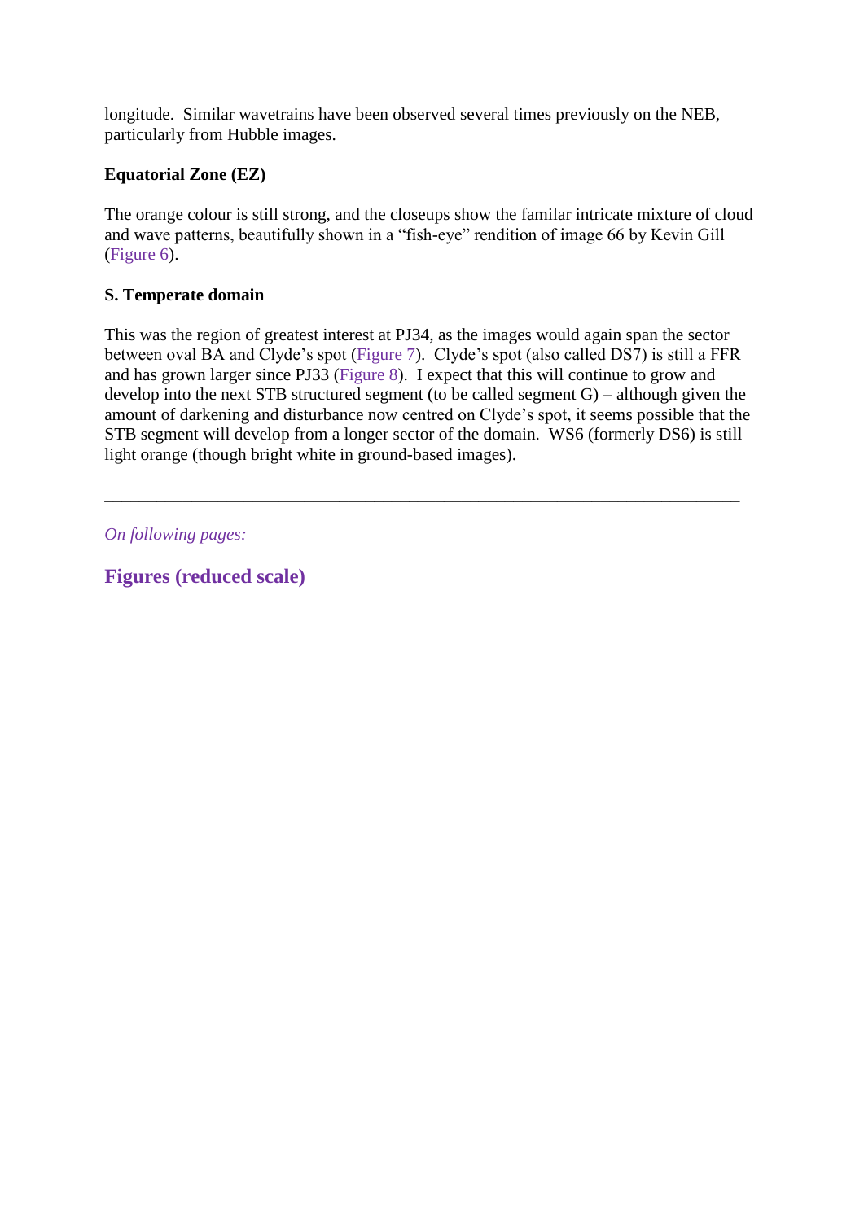longitude. Similar wavetrains have been observed several times previously on the NEB, particularly from Hubble images.

**Equatorial Zone (EZ)**

The orange colour is still strong, and the closeups show the familar intricate mixture of cloud and wave patterns, beautifully shown in a "fish-eye" rendition of image 66 by Kevin Gill (Figure 6).

**S. Temperate domain**

This was the region of greatest interest at PJ34, as the images would again span the sector between oval BA and Clyde's spot (Figure 7). Clyde's spot (also called DS7) is still a FFR and has grown larger since PJ33 (Figure 8). I expect that this will continue to grow and develop into the next STB structured segment (to be called segment G) – although given the amount of darkening and disturbance now centred on Clyde's spot, it seems possible that the STB segment will develop from a longer sector of the domain. WS6 (formerly DS6) is still light orange (though bright white in ground-based images).

---

*On following pages:*

## Figures (reduced scale)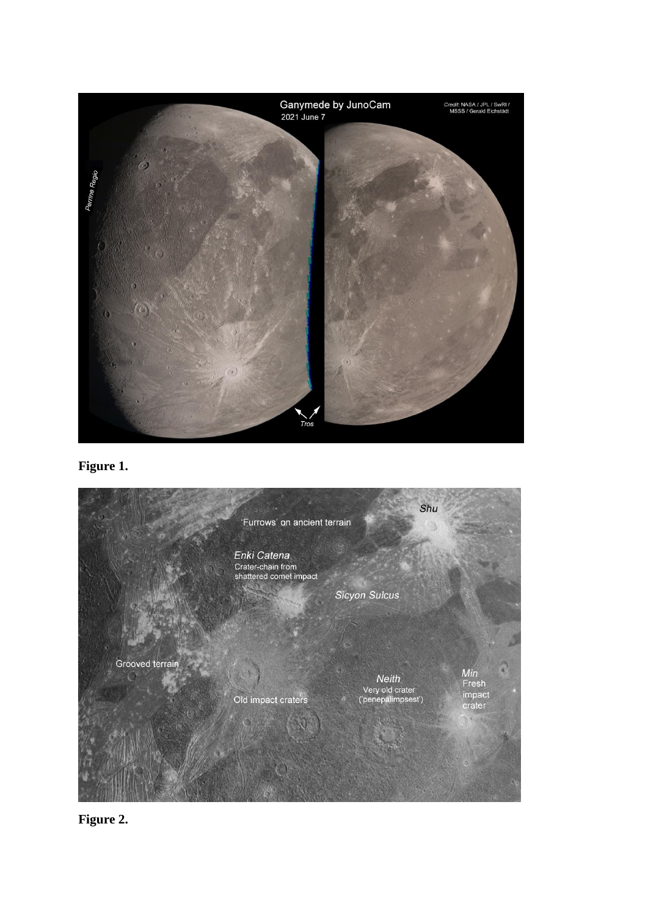Ganymede by JunoCam

2021 June 7

Credit: NASA / JPL / SwRI / MSSS / Gerald Eichstädt

Perrine Regio

Tros

**Figure 1.**

'Furrows' on ancient terrain

Shu

Enki Catena

Crater-chain from shattered comet impact

Sicyon Sulcus

Grooved terrain

Old impact craters

Neith

Very old crater ('penepalimpsest')

Min

Fresh impact crater

**Figure 2.**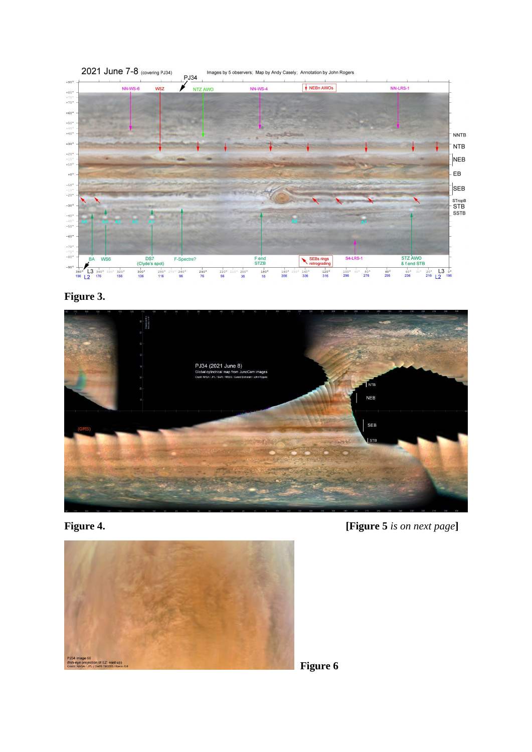**Figure 3.**

**Figure 4.**

**[Figure 5** *is on next page***]**

**Figure 6**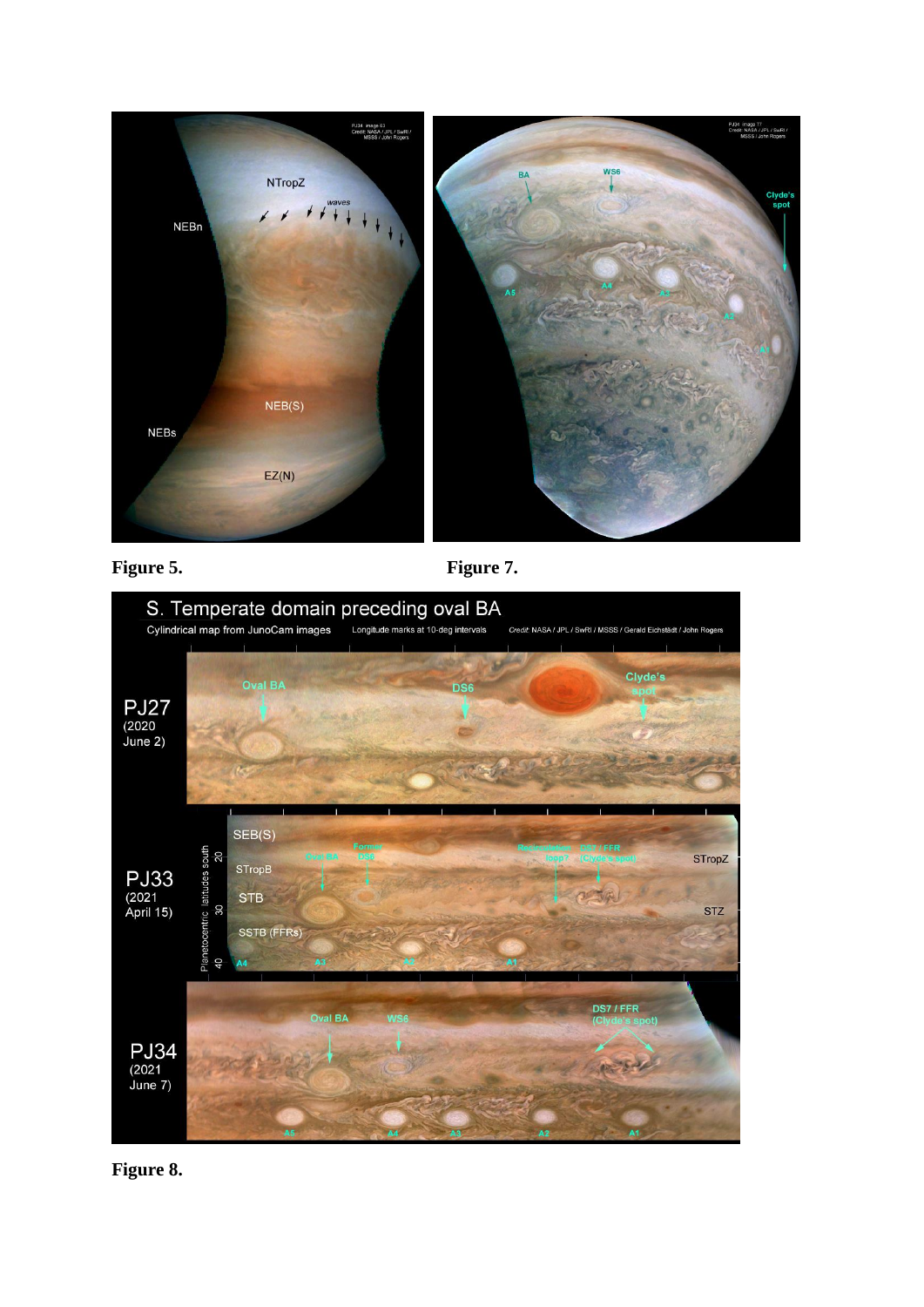Figure 5.

Figure 7.

Figure 8.